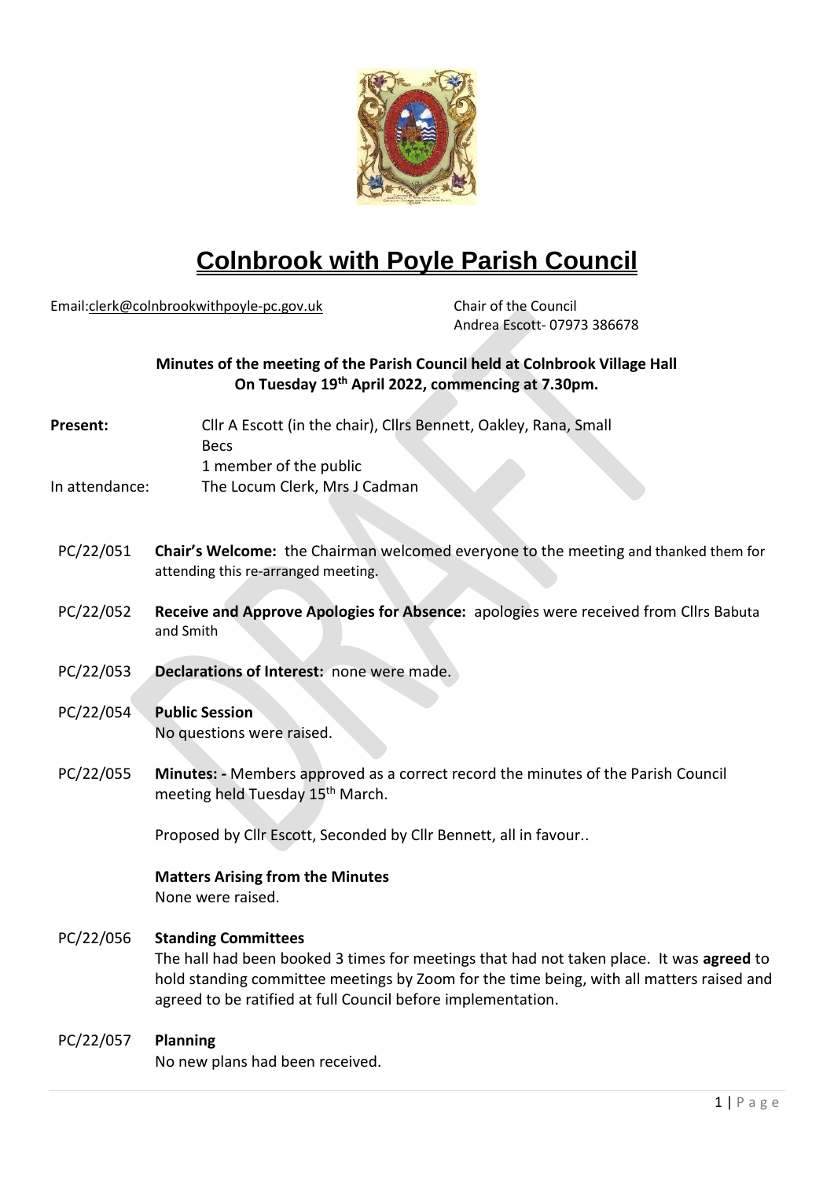# Colnbrook with Poyle Parish Council

Email:clerk@colnbrookwithpoyle-pc.gov.uk

Chair of the Council
Andrea Escott- 07973 386678

**Minutes of the meeting of the Parish Council held at Colnbrook Village Hall On Tuesday 19th April 2022, commencing at 7.30pm.**

**Present:** Cllr A Escott (in the chair), Cllrs Bennett, Oakley, Rana, Small
Becs
1 member of the public

In attendance: The Locum Clerk, Mrs J Cadman

PC/22/051 **Chair's Welcome:** the Chairman welcomed everyone to the meeting and thanked them for attending this re-arranged meeting.

PC/22/052 **Receive and Approve Apologies for Absence:** apologies were received from Cllrs Babuta and Smith

PC/22/053 **Declarations of Interest:** none were made.

PC/22/054 **Public Session**
No questions were raised.

PC/22/055 **Minutes: -** Members approved as a correct record the minutes of the Parish Council meeting held Tuesday 15th March.

Proposed by Cllr Escott, Seconded by Cllr Bennett, all in favour..

**Matters Arising from the Minutes**
None were raised.

PC/22/056 **Standing Committees**
The hall had been booked 3 times for meetings that had not taken place. It was **agreed** to hold standing committee meetings by Zoom for the time being, with all matters raised and agreed to be ratified at full Council before implementation.

PC/22/057 **Planning**
No new plans had been received.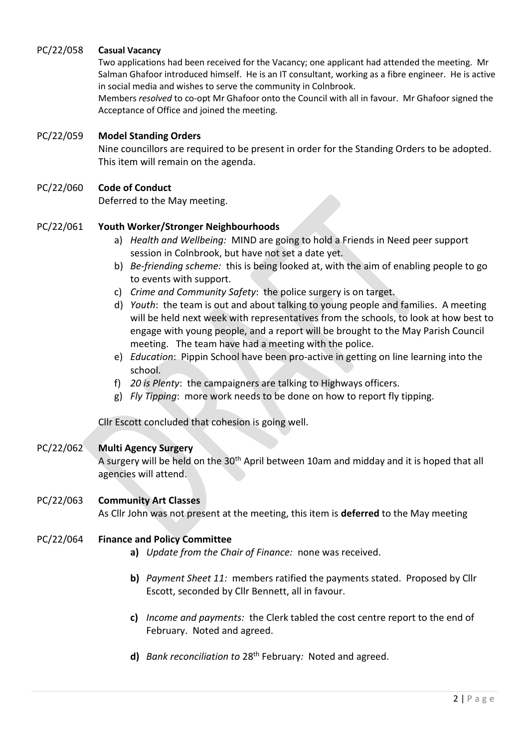PC/22/058 **Casual Vacancy**

Two applications had been received for the Vacancy; one applicant had attended the meeting. Mr Salman Ghafoor introduced himself. He is an IT consultant, working as a fibre engineer. He is active in social media and wishes to serve the community in Colnbrook.

Members *resolved* to co-opt Mr Ghafoor onto the Council with all in favour. Mr Ghafoor signed the Acceptance of Office and joined the meeting.

PC/22/059 **Model Standing Orders**

Nine councillors are required to be present in order for the Standing Orders to be adopted. This item will remain on the agenda.

PC/22/060 **Code of Conduct**

Deferred to the May meeting.

PC/22/061 **Youth Worker/Stronger Neighbourhoods**

a) *Health and Wellbeing:* MIND are going to hold a Friends in Need peer support session in Colnbrook, but have not set a date yet.
b) *Be-friending scheme:* this is being looked at, with the aim of enabling people to go to events with support.
c) *Crime and Community Safety*: the police surgery is on target.
d) *Youth*: the team is out and about talking to young people and families. A meeting will be held next week with representatives from the schools, to look at how best to engage with young people, and a report will be brought to the May Parish Council meeting. The team have had a meeting with the police.
e) *Education*: Pippin School have been pro-active in getting on line learning into the school.
f) *20 is Plenty*: the campaigners are talking to Highways officers.
g) *Fly Tipping*: more work needs to be done on how to report fly tipping.

Cllr Escott concluded that cohesion is going well.

PC/22/062 **Multi Agency Surgery**

A surgery will be held on the 30th April between 10am and midday and it is hoped that all agencies will attend.

PC/22/063 **Community Art Classes**

As Cllr John was not present at the meeting, this item is **deferred** to the May meeting

PC/22/064 **Finance and Policy Committee**

**a)** *Update from the Chair of Finance:* none was received.

**b)** *Payment Sheet 11:* members ratified the payments stated. Proposed by Cllr Escott, seconded by Cllr Bennett, all in favour.

**c)** *Income and payments:* the Clerk tabled the cost centre report to the end of February. Noted and agreed.

**d)** *Bank reconciliation to* 28th February*:* Noted and agreed.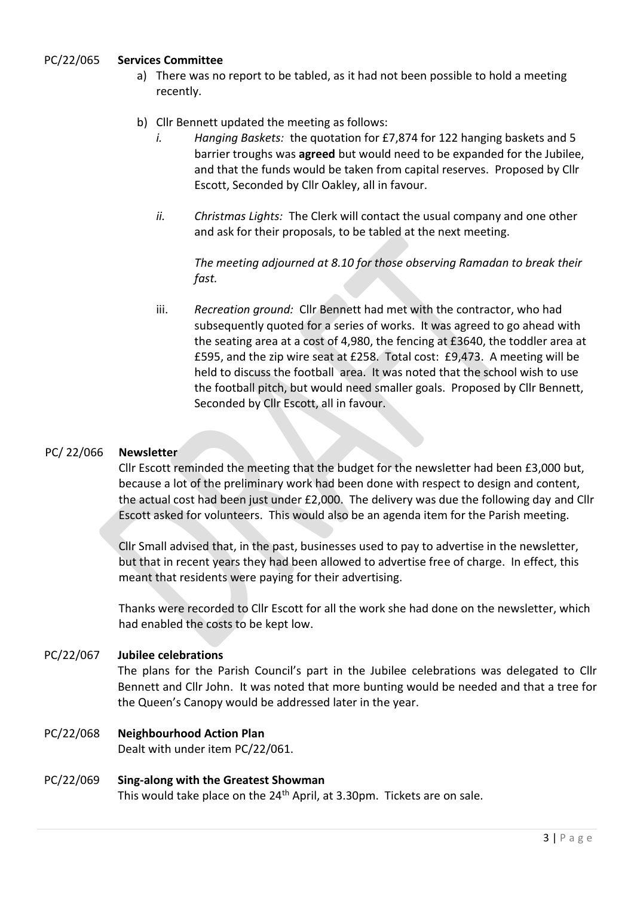PC/22/065 **Services Committee**

a) There was no report to be tabled, as it had not been possible to hold a meeting recently.

b) Cllr Bennett updated the meeting as follows:

   i. *Hanging Baskets:* the quotation for £7,874 for 122 hanging baskets and 5 barrier troughs was **agreed** but would need to be expanded for the Jubilee, and that the funds would be taken from capital reserves. Proposed by Cllr Escott, Seconded by Cllr Oakley, all in favour.

   ii. *Christmas Lights:* The Clerk will contact the usual company and one other and ask for their proposals, to be tabled at the next meeting.

   *The meeting adjourned at 8.10 for those observing Ramadan to break their fast.*

   iii. *Recreation ground:* Cllr Bennett had met with the contractor, who had subsequently quoted for a series of works. It was agreed to go ahead with the seating area at a cost of 4,980, the fencing at £3640, the toddler area at £595, and the zip wire seat at £258. Total cost: £9,473. A meeting will be held to discuss the football area. It was noted that the school wish to use the football pitch, but would need smaller goals. Proposed by Cllr Bennett, Seconded by Cllr Escott, all in favour.

PC/ 22/066 **Newsletter**

Cllr Escott reminded the meeting that the budget for the newsletter had been £3,000 but, because a lot of the preliminary work had been done with respect to design and content, the actual cost had been just under £2,000. The delivery was due the following day and Cllr Escott asked for volunteers. This would also be an agenda item for the Parish meeting.

Cllr Small advised that, in the past, businesses used to pay to advertise in the newsletter, but that in recent years they had been allowed to advertise free of charge. In effect, this meant that residents were paying for their advertising.

Thanks were recorded to Cllr Escott for all the work she had done on the newsletter, which had enabled the costs to be kept low.

PC/22/067 **Jubilee celebrations**

The plans for the Parish Council's part in the Jubilee celebrations was delegated to Cllr Bennett and Cllr John. It was noted that more bunting would be needed and that a tree for the Queen's Canopy would be addressed later in the year.

PC/22/068 **Neighbourhood Action Plan**

Dealt with under item PC/22/061.

PC/22/069 **Sing-along with the Greatest Showman**

This would take place on the 24th April, at 3.30pm. Tickets are on sale.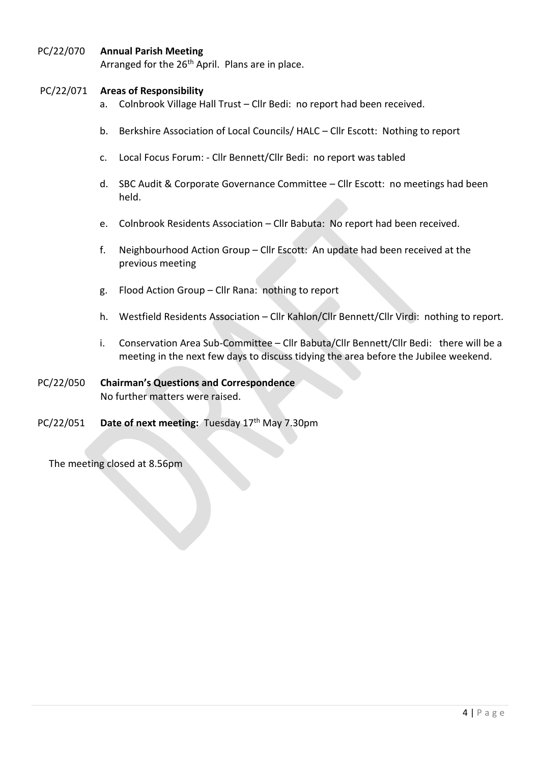PC/22/070 **Annual Parish Meeting**
Arranged for the 26th April. Plans are in place.

PC/22/071 **Areas of Responsibility**

a. Colnbrook Village Hall Trust – Cllr Bedi: no report had been received.

b. Berkshire Association of Local Councils/ HALC – Cllr Escott: Nothing to report

c. Local Focus Forum: - Cllr Bennett/Cllr Bedi: no report was tabled

d. SBC Audit & Corporate Governance Committee – Cllr Escott: no meetings had been held.

e. Colnbrook Residents Association – Cllr Babuta: No report had been received.

f. Neighbourhood Action Group – Cllr Escott: An update had been received at the previous meeting

g. Flood Action Group – Cllr Rana: nothing to report

h. Westfield Residents Association – Cllr Kahlon/Cllr Bennett/Cllr Virdi: nothing to report.

i. Conservation Area Sub-Committee – Cllr Babuta/Cllr Bennett/Cllr Bedi: there will be a meeting in the next few days to discuss tidying the area before the Jubilee weekend.

PC/22/050 **Chairman's Questions and Correspondence**
No further matters were raised.

PC/22/051 **Date of next meeting:** Tuesday 17th May 7.30pm

The meeting closed at 8.56pm